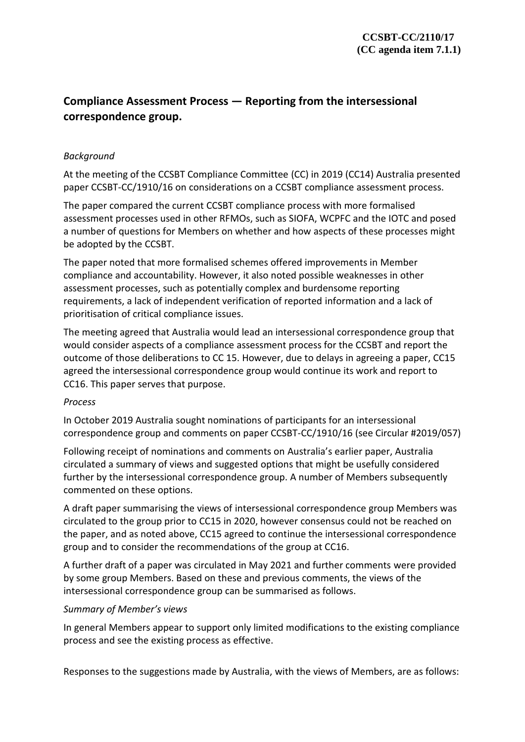**CCSBT-CC/2110/17**
**(CC agenda item 7.1.1)**

## Compliance Assessment Process — Reporting from the intersessional correspondence group.

*Background*

At the meeting of the CCSBT Compliance Committee (CC) in 2019 (CC14) Australia presented paper CCSBT-CC/1910/16 on considerations on a CCSBT compliance assessment process.

The paper compared the current CCSBT compliance process with more formalised assessment processes used in other RFMOs, such as SIOFA, WCPFC and the IOTC and posed a number of questions for Members on whether and how aspects of these processes might be adopted by the CCSBT.

The paper noted that more formalised schemes offered improvements in Member compliance and accountability. However, it also noted possible weaknesses in other assessment processes, such as potentially complex and burdensome reporting requirements, a lack of independent verification of reported information and a lack of prioritisation of critical compliance issues.

The meeting agreed that Australia would lead an intersessional correspondence group that would consider aspects of a compliance assessment process for the CCSBT and report the outcome of those deliberations to CC 15. However, due to delays in agreeing a paper, CC15 agreed the intersessional correspondence group would continue its work and report to CC16. This paper serves that purpose.

*Process*

In October 2019 Australia sought nominations of participants for an intersessional correspondence group and comments on paper CCSBT-CC/1910/16 (see Circular #2019/057)

Following receipt of nominations and comments on Australia's earlier paper, Australia circulated a summary of views and suggested options that might be usefully considered further by the intersessional correspondence group. A number of Members subsequently commented on these options.

A draft paper summarising the views of intersessional correspondence group Members was circulated to the group prior to CC15 in 2020, however consensus could not be reached on the paper, and as noted above, CC15 agreed to continue the intersessional correspondence group and to consider the recommendations of the group at CC16.

A further draft of a paper was circulated in May 2021 and further comments were provided by some group Members. Based on these and previous comments, the views of the intersessional correspondence group can be summarised as follows.

*Summary of Member's views*

In general Members appear to support only limited modifications to the existing compliance process and see the existing process as effective.

Responses to the suggestions made by Australia, with the views of Members, are as follows: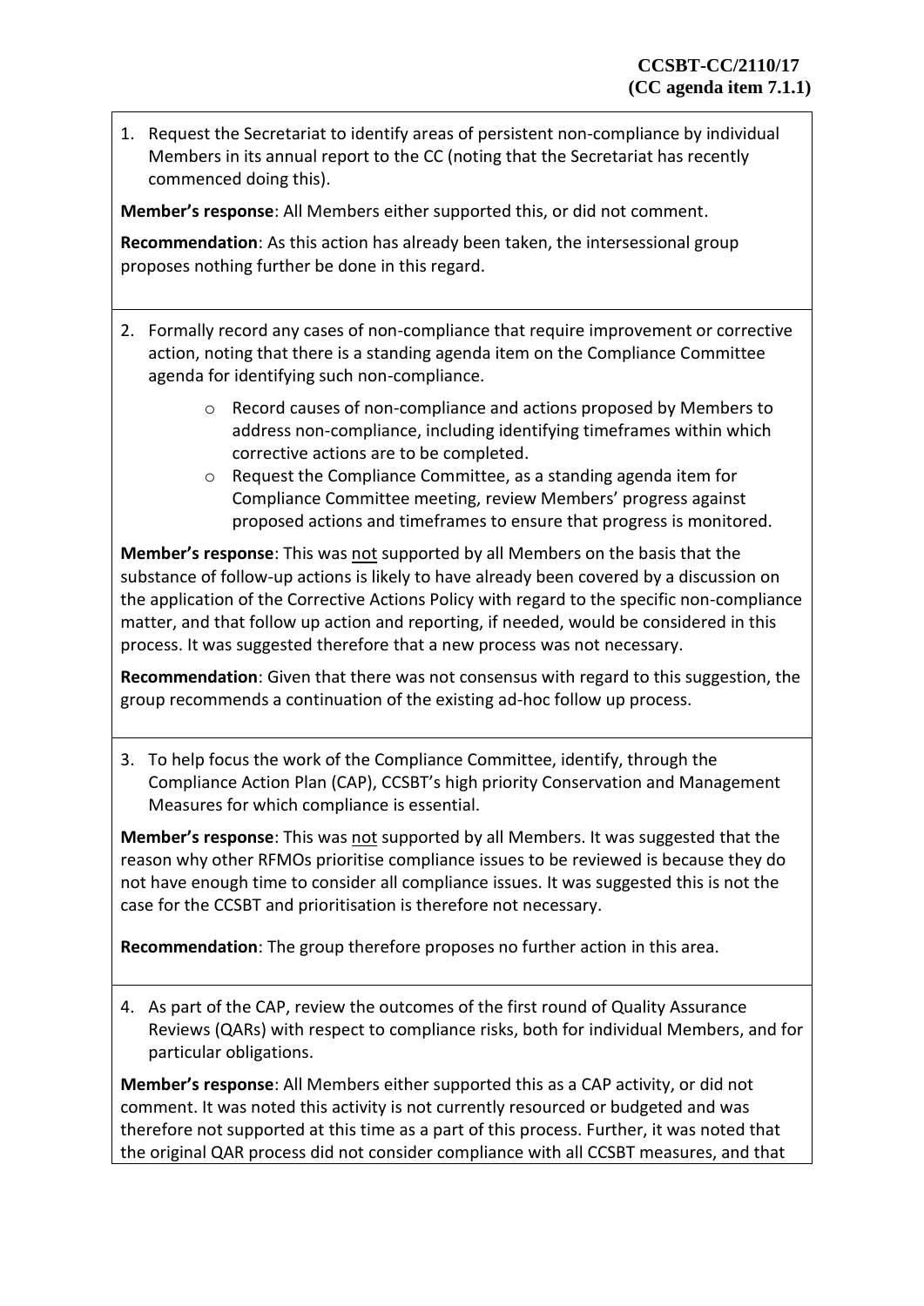1. Request the Secretariat to identify areas of persistent non-compliance by individual Members in its annual report to the CC (noting that the Secretariat has recently commenced doing this).

**Member's response**: All Members either supported this, or did not comment.

**Recommendation**: As this action has already been taken, the intersessional group proposes nothing further be done in this regard.

2. Formally record any cases of non-compliance that require improvement or corrective action, noting that there is a standing agenda item on the Compliance Committee agenda for identifying such non-compliance.
   - Record causes of non-compliance and actions proposed by Members to address non-compliance, including identifying timeframes within which corrective actions are to be completed.
   - Request the Compliance Committee, as a standing agenda item for Compliance Committee meeting, review Members' progress against proposed actions and timeframes to ensure that progress is monitored.

**Member's response**: This was <u>not</u> supported by all Members on the basis that the substance of follow-up actions is likely to have already been covered by a discussion on the application of the Corrective Actions Policy with regard to the specific non-compliance matter, and that follow up action and reporting, if needed, would be considered in this process. It was suggested therefore that a new process was not necessary.

**Recommendation**: Given that there was not consensus with regard to this suggestion, the group recommends a continuation of the existing ad-hoc follow up process.

3. To help focus the work of the Compliance Committee, identify, through the Compliance Action Plan (CAP), CCSBT's high priority Conservation and Management Measures for which compliance is essential.

**Member's response**: This was <u>not</u> supported by all Members. It was suggested that the reason why other RFMOs prioritise compliance issues to be reviewed is because they do not have enough time to consider all compliance issues. It was suggested this is not the case for the CCSBT and prioritisation is therefore not necessary.

**Recommendation**: The group therefore proposes no further action in this area.

4. As part of the CAP, review the outcomes of the first round of Quality Assurance Reviews (QARs) with respect to compliance risks, both for individual Members, and for particular obligations.

**Member's response**: All Members either supported this as a CAP activity, or did not comment. It was noted this activity is not currently resourced or budgeted and was therefore not supported at this time as a part of this process. Further, it was noted that the original QAR process did not consider compliance with all CCSBT measures, and that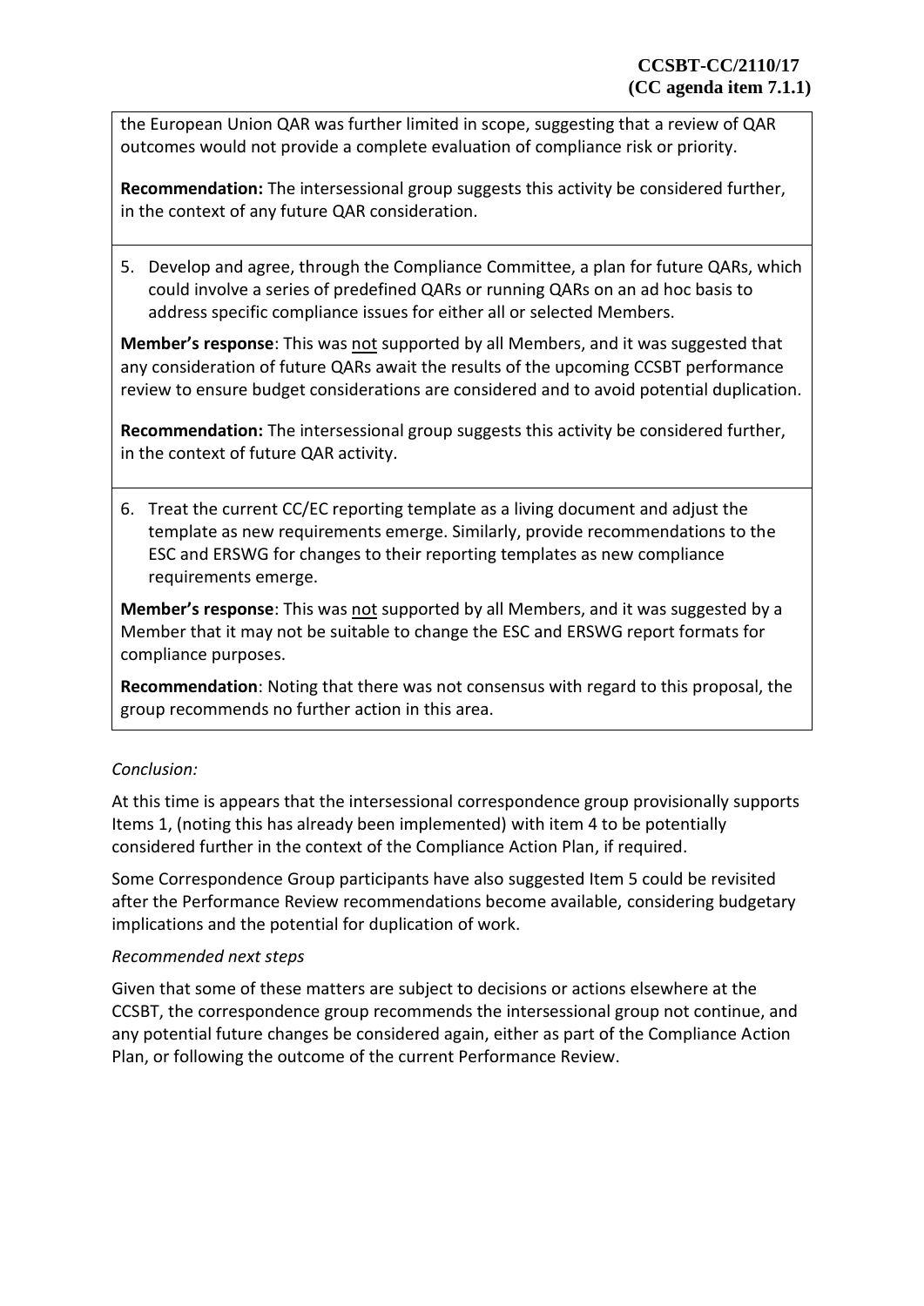the European Union QAR was further limited in scope, suggesting that a review of QAR outcomes would not provide a complete evaluation of compliance risk or priority.

**Recommendation:** The intersessional group suggests this activity be considered further, in the context of any future QAR consideration.

5. Develop and agree, through the Compliance Committee, a plan for future QARs, which could involve a series of predefined QARs or running QARs on an ad hoc basis to address specific compliance issues for either all or selected Members.

**Member's response**: This was not supported by all Members, and it was suggested that any consideration of future QARs await the results of the upcoming CCSBT performance review to ensure budget considerations are considered and to avoid potential duplication.

**Recommendation:** The intersessional group suggests this activity be considered further, in the context of future QAR activity.

6. Treat the current CC/EC reporting template as a living document and adjust the template as new requirements emerge. Similarly, provide recommendations to the ESC and ERSWG for changes to their reporting templates as new compliance requirements emerge.

**Member's response**: This was not supported by all Members, and it was suggested by a Member that it may not be suitable to change the ESC and ERSWG report formats for compliance purposes.

**Recommendation**: Noting that there was not consensus with regard to this proposal, the group recommends no further action in this area.

*Conclusion:*

At this time is appears that the intersessional correspondence group provisionally supports Items 1, (noting this has already been implemented) with item 4 to be potentially considered further in the context of the Compliance Action Plan, if required.

Some Correspondence Group participants have also suggested Item 5 could be revisited after the Performance Review recommendations become available, considering budgetary implications and the potential for duplication of work.

*Recommended next steps*

Given that some of these matters are subject to decisions or actions elsewhere at the CCSBT, the correspondence group recommends the intersessional group not continue, and any potential future changes be considered again, either as part of the Compliance Action Plan, or following the outcome of the current Performance Review.